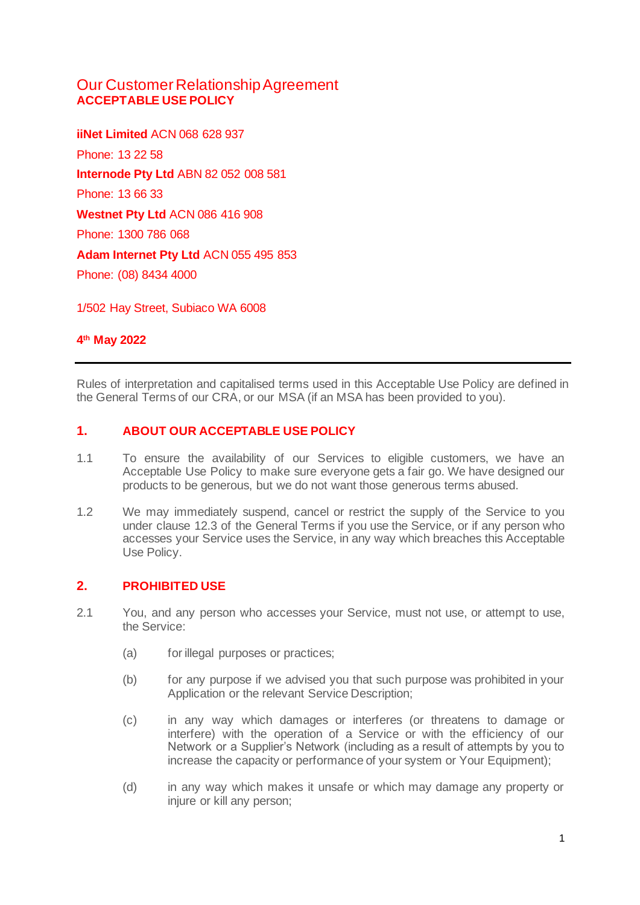# Our Customer Relationship Agreement
## ACCEPTABLE USE POLICY

**iiNet Limited** ACN 068 628 937

Phone: 13 22 58

**Internode Pty Ltd** ABN 82 052 008 581

Phone: 13 66 33

**Westnet Pty Ltd** ACN 086 416 908

Phone: 1300 786 068

**Adam Internet Pty Ltd** ACN 055 495 853

Phone: (08) 8434 4000

1/502 Hay Street, Subiaco WA 6008

**4th May 2022**

---

Rules of interpretation and capitalised terms used in this Acceptable Use Policy are defined in the General Terms of our CRA, or our MSA (if an MSA has been provided to you).

## 1. ABOUT OUR ACCEPTABLE USE POLICY

1.1 To ensure the availability of our Services to eligible customers, we have an Acceptable Use Policy to make sure everyone gets a fair go. We have designed our products to be generous, but we do not want those generous terms abused.

1.2 We may immediately suspend, cancel or restrict the supply of the Service to you under clause 12.3 of the General Terms if you use the Service, or if any person who accesses your Service uses the Service, in any way which breaches this Acceptable Use Policy.

## 2. PROHIBITED USE

2.1 You, and any person who accesses your Service, must not use, or attempt to use, the Service:

(a) for illegal purposes or practices;

(b) for any purpose if we advised you that such purpose was prohibited in your Application or the relevant Service Description;

(c) in any way which damages or interferes (or threatens to damage or interfere) with the operation of a Service or with the efficiency of our Network or a Supplier's Network (including as a result of attempts by you to increase the capacity or performance of your system or Your Equipment);

(d) in any way which makes it unsafe or which may damage any property or injure or kill any person;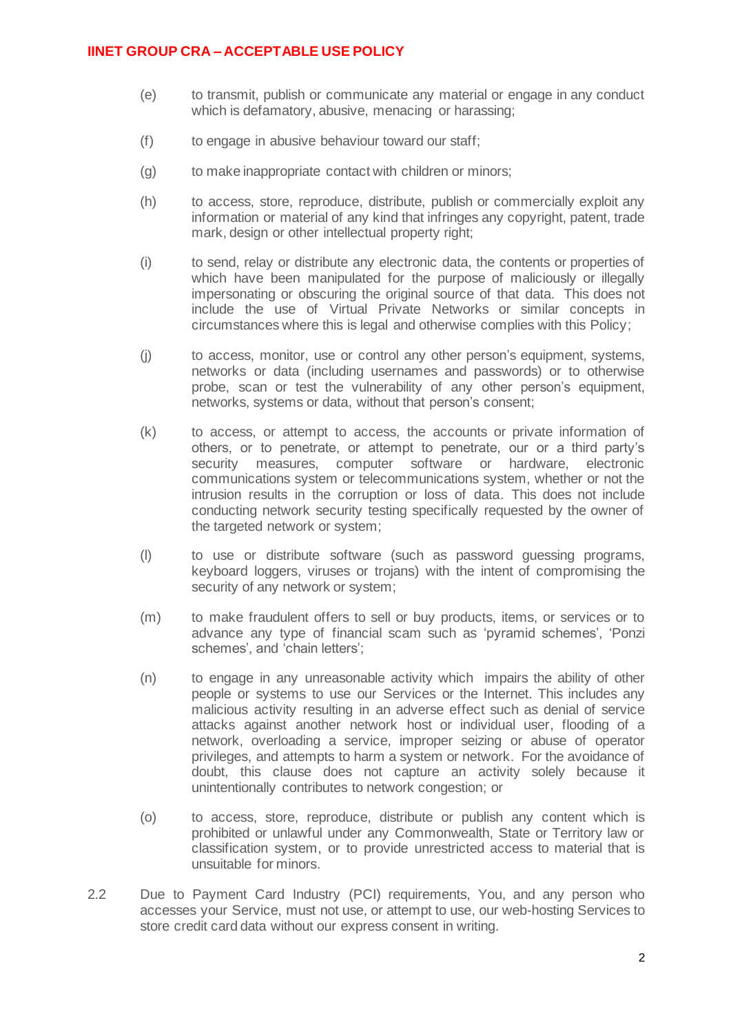(e) to transmit, publish or communicate any material or engage in any conduct which is defamatory, abusive, menacing or harassing;

(f) to engage in abusive behaviour toward our staff;

(g) to make inappropriate contact with children or minors;

(h) to access, store, reproduce, distribute, publish or commercially exploit any information or material of any kind that infringes any copyright, patent, trade mark, design or other intellectual property right;

(i) to send, relay or distribute any electronic data, the contents or properties of which have been manipulated for the purpose of maliciously or illegally impersonating or obscuring the original source of that data. This does not include the use of Virtual Private Networks or similar concepts in circumstances where this is legal and otherwise complies with this Policy;

(j) to access, monitor, use or control any other person's equipment, systems, networks or data (including usernames and passwords) or to otherwise probe, scan or test the vulnerability of any other person's equipment, networks, systems or data, without that person's consent;

(k) to access, or attempt to access, the accounts or private information of others, or to penetrate, or attempt to penetrate, our or a third party's security measures, computer software or hardware, electronic communications system or telecommunications system, whether or not the intrusion results in the corruption or loss of data. This does not include conducting network security testing specifically requested by the owner of the targeted network or system;

(l) to use or distribute software (such as password guessing programs, keyboard loggers, viruses or trojans) with the intent of compromising the security of any network or system;

(m) to make fraudulent offers to sell or buy products, items, or services or to advance any type of financial scam such as 'pyramid schemes', 'Ponzi schemes', and 'chain letters';

(n) to engage in any unreasonable activity which impairs the ability of other people or systems to use our Services or the Internet. This includes any malicious activity resulting in an adverse effect such as denial of service attacks against another network host or individual user, flooding of a network, overloading a service, improper seizing or abuse of operator privileges, and attempts to harm a system or network. For the avoidance of doubt, this clause does not capture an activity solely because it unintentionally contributes to network congestion; or

(o) to access, store, reproduce, distribute or publish any content which is prohibited or unlawful under any Commonwealth, State or Territory law or classification system, or to provide unrestricted access to material that is unsuitable for minors.

2.2 Due to Payment Card Industry (PCI) requirements, You, and any person who accesses your Service, must not use, or attempt to use, our web-hosting Services to store credit card data without our express consent in writing.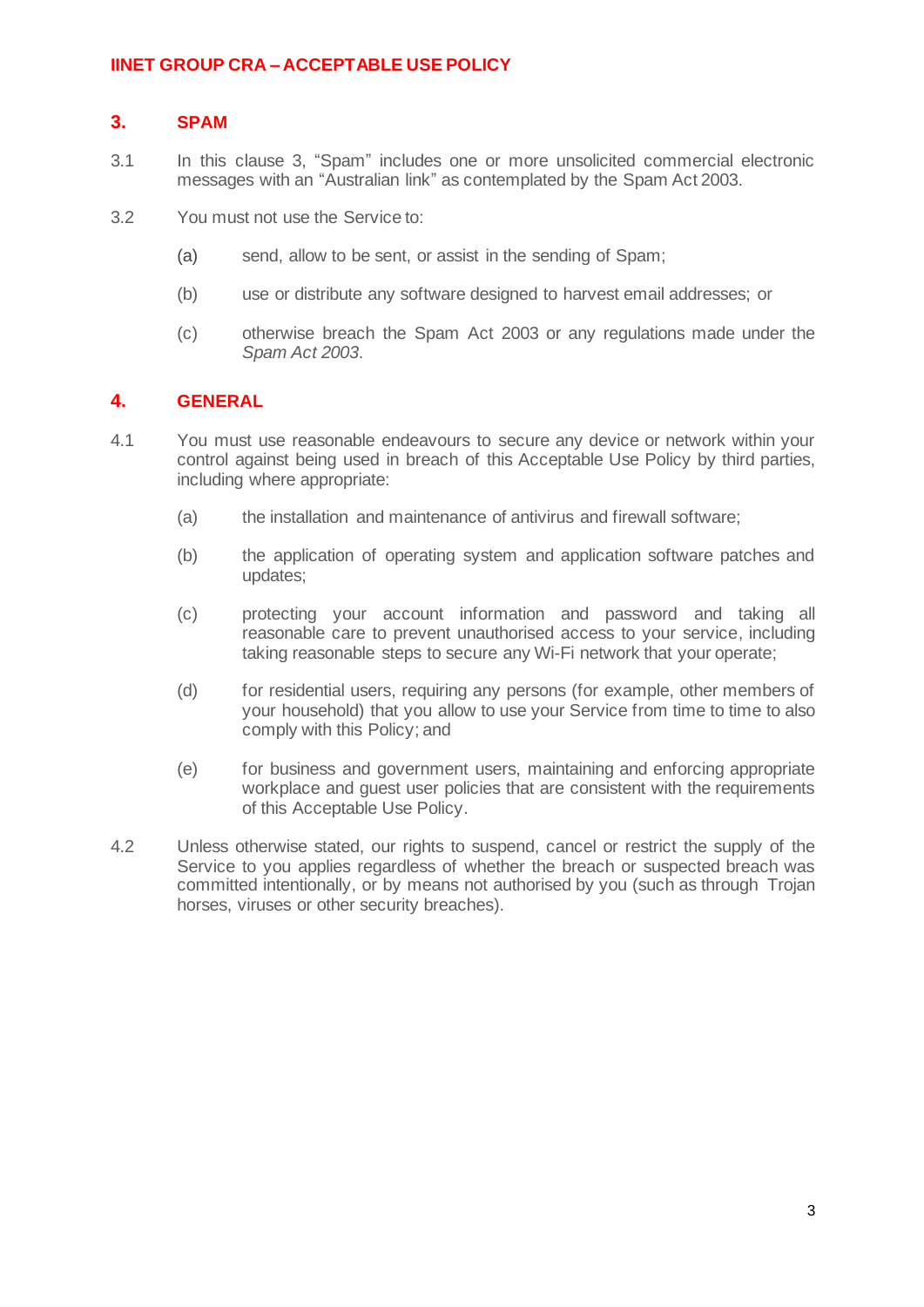## 3. SPAM

3.1 In this clause 3, "Spam" includes one or more unsolicited commercial electronic messages with an "Australian link" as contemplated by the Spam Act 2003.

3.2 You must not use the Service to:

(a) send, allow to be sent, or assist in the sending of Spam;

(b) use or distribute any software designed to harvest email addresses; or

(c) otherwise breach the Spam Act 2003 or any regulations made under the *Spam Act 2003*.

## 4. GENERAL

4.1 You must use reasonable endeavours to secure any device or network within your control against being used in breach of this Acceptable Use Policy by third parties, including where appropriate:

(a) the installation and maintenance of antivirus and firewall software;

(b) the application of operating system and application software patches and updates;

(c) protecting your account information and password and taking all reasonable care to prevent unauthorised access to your service, including taking reasonable steps to secure any Wi-Fi network that your operate;

(d) for residential users, requiring any persons (for example, other members of your household) that you allow to use your Service from time to time to also comply with this Policy; and

(e) for business and government users, maintaining and enforcing appropriate workplace and guest user policies that are consistent with the requirements of this Acceptable Use Policy.

4.2 Unless otherwise stated, our rights to suspend, cancel or restrict the supply of the Service to you applies regardless of whether the breach or suspected breach was committed intentionally, or by means not authorised by you (such as through Trojan horses, viruses or other security breaches).